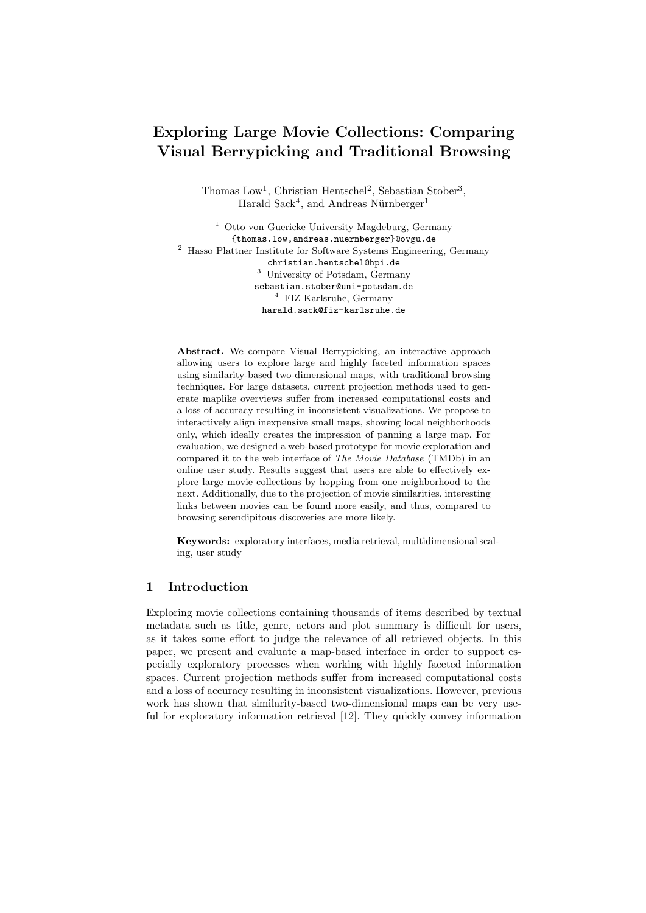# Exploring Large Movie Collections: Comparing Visual Berrypicking and Traditional Browsing

Thomas Low[1], Christian Hentschel[2], Sebastian Stober[3], Harald Sack[4], and Andreas Nürnberger[1]

[1] Otto von Guericke University Magdeburg, Germany
{thomas.low,andreas.nuernberger}@ovgu.de
[2] Hasso Plattner Institute for Software Systems Engineering, Germany
christian.hentschel@hpi.de
[3] University of Potsdam, Germany
sebastian.stober@uni-potsdam.de
[4] FIZ Karlsruhe, Germany
harald.sack@fiz-karlsruhe.de

**Abstract.** We compare Visual Berrypicking, an interactive approach allowing users to explore large and highly faceted information spaces using similarity-based two-dimensional maps, with traditional browsing techniques. For large datasets, current projection methods used to generate maplike overviews suffer from increased computational costs and a loss of accuracy resulting in inconsistent visualizations. We propose to interactively align inexpensive small maps, showing local neighborhoods only, which ideally creates the impression of panning a large map. For evaluation, we designed a web-based prototype for movie exploration and compared it to the web interface of *The Movie Database* (TMDb) in an online user study. Results suggest that users are able to effectively explore large movie collections by hopping from one neighborhood to the next. Additionally, due to the projection of movie similarities, interesting links between movies can be found more easily, and thus, compared to browsing serendipitous discoveries are more likely.

**Keywords:** exploratory interfaces, media retrieval, multidimensional scaling, user study

## 1 Introduction

Exploring movie collections containing thousands of items described by textual metadata such as title, genre, actors and plot summary is difficult for users, as it takes some effort to judge the relevance of all retrieved objects. In this paper, we present and evaluate a map-based interface in order to support especially exploratory processes when working with highly faceted information spaces. Current projection methods suffer from increased computational costs and a loss of accuracy resulting in inconsistent visualizations. However, previous work has shown that similarity-based two-dimensional maps can be very useful for exploratory information retrieval [12]. They quickly convey information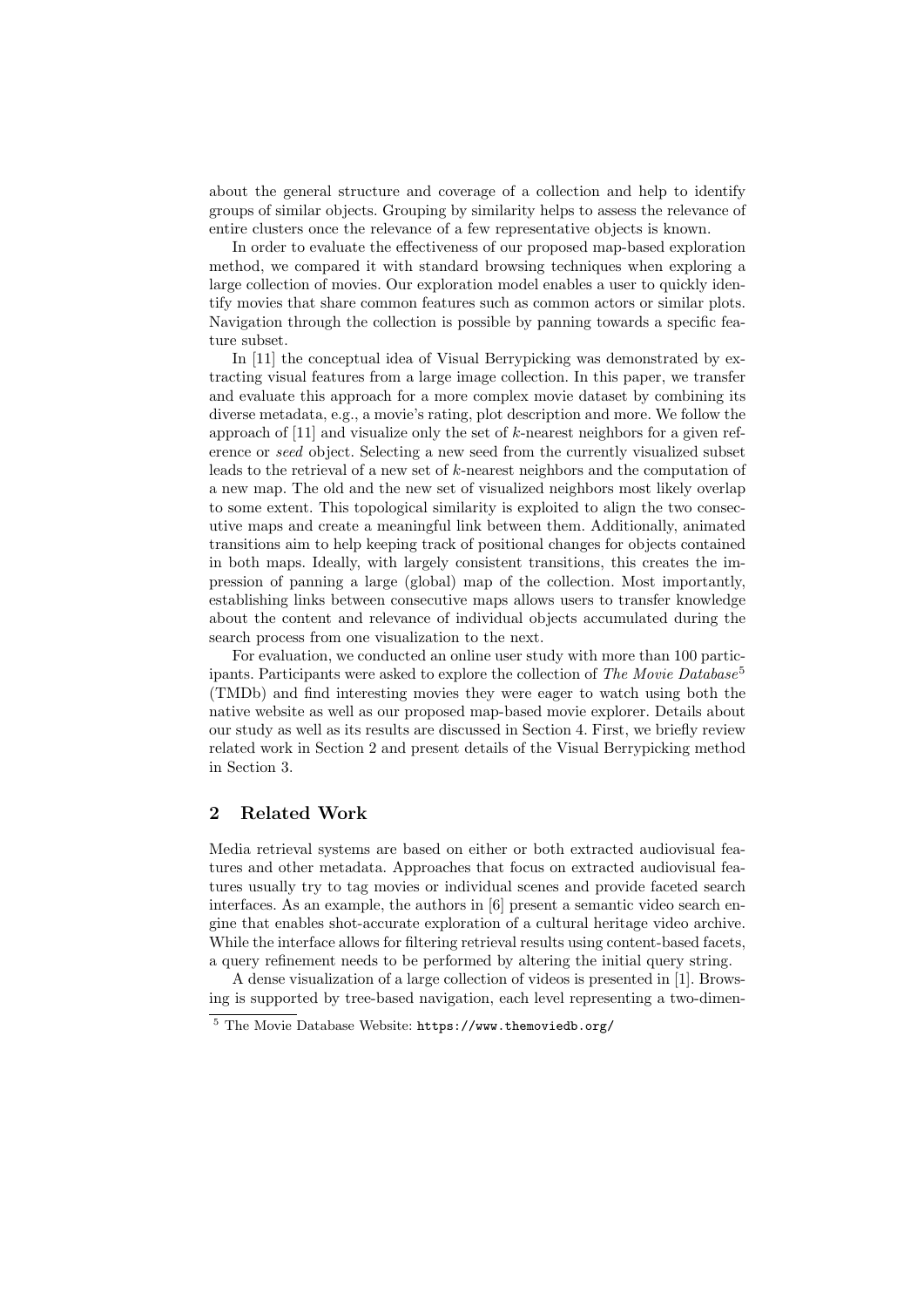about the general structure and coverage of a collection and help to identify groups of similar objects. Grouping by similarity helps to assess the relevance of entire clusters once the relevance of a few representative objects is known.

In order to evaluate the effectiveness of our proposed map-based exploration method, we compared it with standard browsing techniques when exploring a large collection of movies. Our exploration model enables a user to quickly identify movies that share common features such as common actors or similar plots. Navigation through the collection is possible by panning towards a specific feature subset.

In [11] the conceptual idea of Visual Berrypicking was demonstrated by extracting visual features from a large image collection. In this paper, we transfer and evaluate this approach for a more complex movie dataset by combining its diverse metadata, e.g., a movie's rating, plot description and more. We follow the approach of [11] and visualize only the set of $k$-nearest neighbors for a given reference or *seed* object. Selecting a new seed from the currently visualized subset leads to the retrieval of a new set of $k$-nearest neighbors and the computation of a new map. The old and the new set of visualized neighbors most likely overlap to some extent. This topological similarity is exploited to align the two consecutive maps and create a meaningful link between them. Additionally, animated transitions aim to help keeping track of positional changes for objects contained in both maps. Ideally, with largely consistent transitions, this creates the impression of panning a large (global) map of the collection. Most importantly, establishing links between consecutive maps allows users to transfer knowledge about the content and relevance of individual objects accumulated during the search process from one visualization to the next.

For evaluation, we conducted an online user study with more than 100 participants. Participants were asked to explore the collection of *The Movie Database*[5] (TMDb) and find interesting movies they were eager to watch using both the native website as well as our proposed map-based movie explorer. Details about our study as well as its results are discussed in Section 4. First, we briefly review related work in Section 2 and present details of the Visual Berrypicking method in Section 3.

## 2 Related Work

Media retrieval systems are based on either or both extracted audiovisual features and other metadata. Approaches that focus on extracted audiovisual features usually try to tag movies or individual scenes and provide faceted search interfaces. As an example, the authors in [6] present a semantic video search engine that enables shot-accurate exploration of a cultural heritage video archive. While the interface allows for filtering retrieval results using content-based facets, a query refinement needs to be performed by altering the initial query string.

A dense visualization of a large collection of videos is presented in [1]. Browsing is supported by tree-based navigation, each level representing a two-dimen-

[5] The Movie Database Website: https://www.themoviedb.org/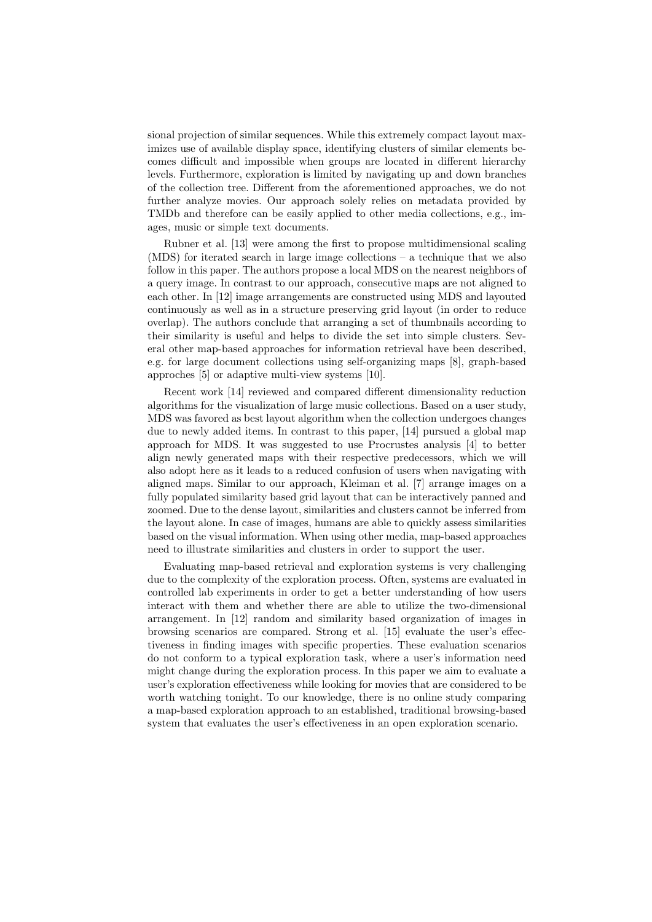sional projection of similar sequences. While this extremely compact layout maximizes use of available display space, identifying clusters of similar elements becomes difficult and impossible when groups are located in different hierarchy levels. Furthermore, exploration is limited by navigating up and down branches of the collection tree. Different from the aforementioned approaches, we do not further analyze movies. Our approach solely relies on metadata provided by TMDb and therefore can be easily applied to other media collections, e.g., images, music or simple text documents.

Rubner et al. [13] were among the first to propose multidimensional scaling (MDS) for iterated search in large image collections – a technique that we also follow in this paper. The authors propose a local MDS on the nearest neighbors of a query image. In contrast to our approach, consecutive maps are not aligned to each other. In [12] image arrangements are constructed using MDS and layouted continuously as well as in a structure preserving grid layout (in order to reduce overlap). The authors conclude that arranging a set of thumbnails according to their similarity is useful and helps to divide the set into simple clusters. Several other map-based approaches for information retrieval have been described, e.g. for large document collections using self-organizing maps [8], graph-based approches [5] or adaptive multi-view systems [10].

Recent work [14] reviewed and compared different dimensionality reduction algorithms for the visualization of large music collections. Based on a user study, MDS was favored as best layout algorithm when the collection undergoes changes due to newly added items. In contrast to this paper, [14] pursued a global map approach for MDS. It was suggested to use Procrustes analysis [4] to better align newly generated maps with their respective predecessors, which we will also adopt here as it leads to a reduced confusion of users when navigating with aligned maps. Similar to our approach, Kleiman et al. [7] arrange images on a fully populated similarity based grid layout that can be interactively panned and zoomed. Due to the dense layout, similarities and clusters cannot be inferred from the layout alone. In case of images, humans are able to quickly assess similarities based on the visual information. When using other media, map-based approaches need to illustrate similarities and clusters in order to support the user.

Evaluating map-based retrieval and exploration systems is very challenging due to the complexity of the exploration process. Often, systems are evaluated in controlled lab experiments in order to get a better understanding of how users interact with them and whether there are able to utilize the two-dimensional arrangement. In [12] random and similarity based organization of images in browsing scenarios are compared. Strong et al. [15] evaluate the user's effectiveness in finding images with specific properties. These evaluation scenarios do not conform to a typical exploration task, where a user's information need might change during the exploration process. In this paper we aim to evaluate a user's exploration effectiveness while looking for movies that are considered to be worth watching tonight. To our knowledge, there is no online study comparing a map-based exploration approach to an established, traditional browsing-based system that evaluates the user's effectiveness in an open exploration scenario.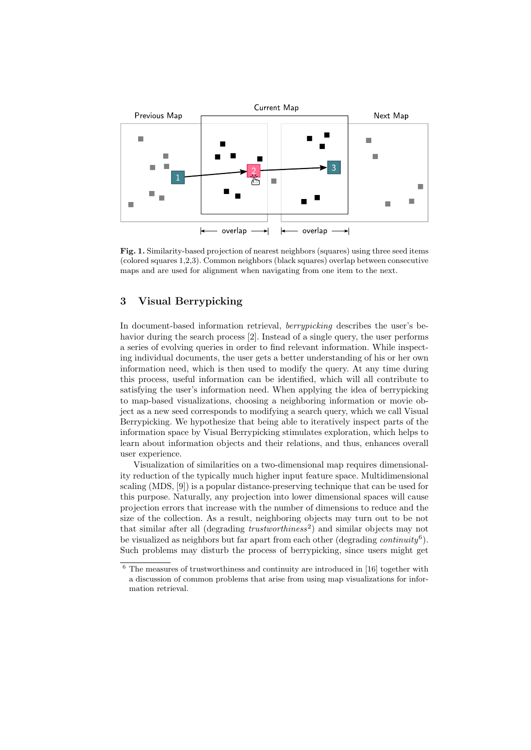**Fig. 1.** Similarity-based projection of nearest neighbors (squares) using three seed items (colored squares 1,2,3). Common neighbors (black squares) overlap between consecutive maps and are used for alignment when navigating from one item to the next.

## 3 Visual Berrypicking

In document-based information retrieval, *berrypicking* describes the user's behavior during the search process [2]. Instead of a single query, the user performs a series of evolving queries in order to find relevant information. While inspecting individual documents, the user gets a better understanding of his or her own information need, which is then used to modify the query. At any time during this process, useful information can be identified, which will all contribute to satisfying the user's information need. When applying the idea of berrypicking to map-based visualizations, choosing a neighboring information or movie object as a new seed corresponds to modifying a search query, which we call Visual Berrypicking. We hypothesize that being able to iteratively inspect parts of the information space by Visual Berrypicking stimulates exploration, which helps to learn about information objects and their relations, and thus, enhances overall user experience.

Visualization of similarities on a two-dimensional map requires dimensionality reduction of the typically much higher input feature space. Multidimensional scaling (MDS, [9]) is a popular distance-preserving technique that can be used for this purpose. Naturally, any projection into lower dimensional spaces will cause projection errors that increase with the number of dimensions to reduce and the size of the collection. As a result, neighboring objects may turn out to be not that similar after all (degrading *trustworthiness*[2]) and similar objects may not be visualized as neighbors but far apart from each other (degrading *continuity*[6]). Such problems may disturb the process of berrypicking, since users might get

[6] The measures of trustworthiness and continuity are introduced in [16] together with a discussion of common problems that arise from using map visualizations for information retrieval.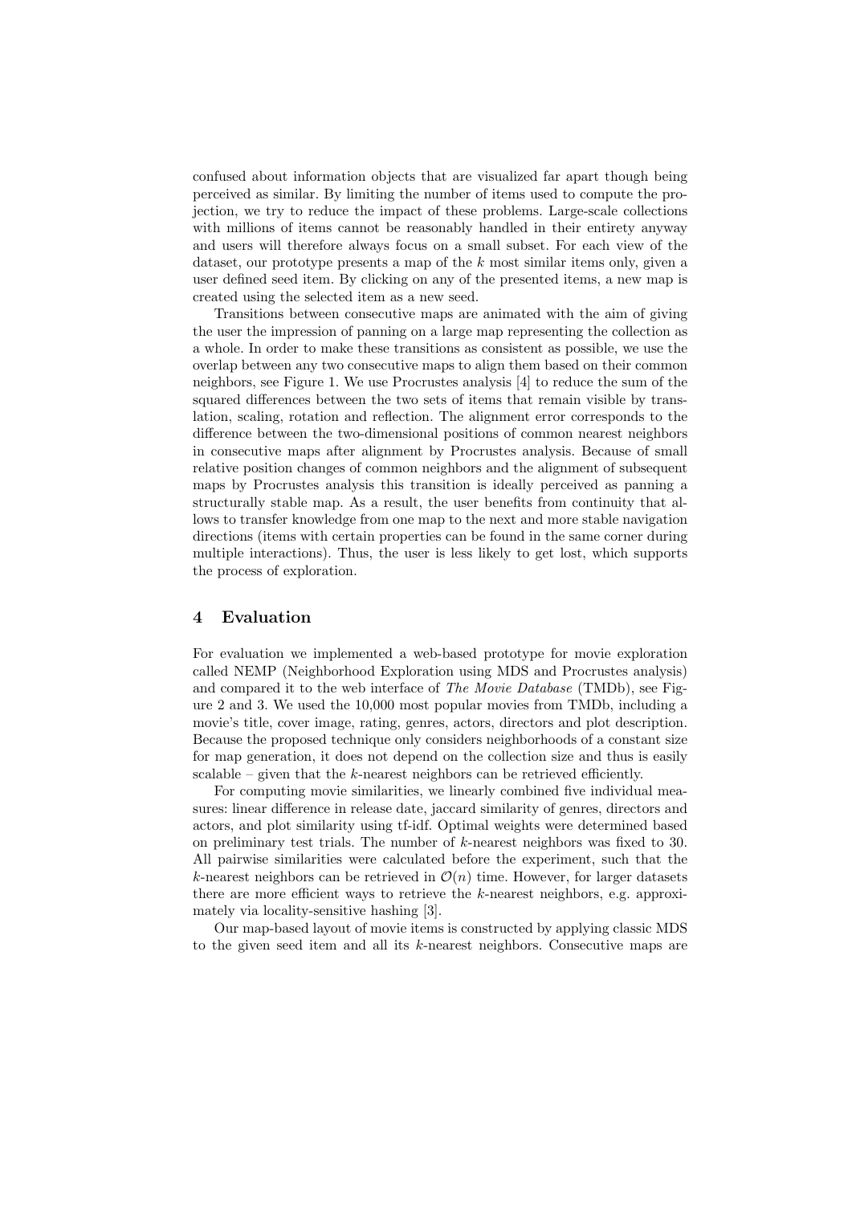confused about information objects that are visualized far apart though being perceived as similar. By limiting the number of items used to compute the projection, we try to reduce the impact of these problems. Large-scale collections with millions of items cannot be reasonably handled in their entirety anyway and users will therefore always focus on a small subset. For each view of the dataset, our prototype presents a map of the $k$ most similar items only, given a user defined seed item. By clicking on any of the presented items, a new map is created using the selected item as a new seed.

Transitions between consecutive maps are animated with the aim of giving the user the impression of panning on a large map representing the collection as a whole. In order to make these transitions as consistent as possible, we use the overlap between any two consecutive maps to align them based on their common neighbors, see Figure 1. We use Procrustes analysis [4] to reduce the sum of the squared differences between the two sets of items that remain visible by translation, scaling, rotation and reflection. The alignment error corresponds to the difference between the two-dimensional positions of common nearest neighbors in consecutive maps after alignment by Procrustes analysis. Because of small relative position changes of common neighbors and the alignment of subsequent maps by Procrustes analysis this transition is ideally perceived as panning a structurally stable map. As a result, the user benefits from continuity that allows to transfer knowledge from one map to the next and more stable navigation directions (items with certain properties can be found in the same corner during multiple interactions). Thus, the user is less likely to get lost, which supports the process of exploration.

## 4 Evaluation

For evaluation we implemented a web-based prototype for movie exploration called NEMP (Neighborhood Exploration using MDS and Procrustes analysis) and compared it to the web interface of *The Movie Database* (TMDb), see Figure 2 and 3. We used the 10,000 most popular movies from TMDb, including a movie's title, cover image, rating, genres, actors, directors and plot description. Because the proposed technique only considers neighborhoods of a constant size for map generation, it does not depend on the collection size and thus is easily scalable – given that the $k$-nearest neighbors can be retrieved efficiently.

For computing movie similarities, we linearly combined five individual measures: linear difference in release date, jaccard similarity of genres, directors and actors, and plot similarity using tf-idf. Optimal weights were determined based on preliminary test trials. The number of $k$-nearest neighbors was fixed to 30. All pairwise similarities were calculated before the experiment, such that the $k$-nearest neighbors can be retrieved in $\mathcal{O}(n)$ time. However, for larger datasets there are more efficient ways to retrieve the $k$-nearest neighbors, e.g. approximately via locality-sensitive hashing [3].

Our map-based layout of movie items is constructed by applying classic MDS to the given seed item and all its $k$-nearest neighbors. Consecutive maps are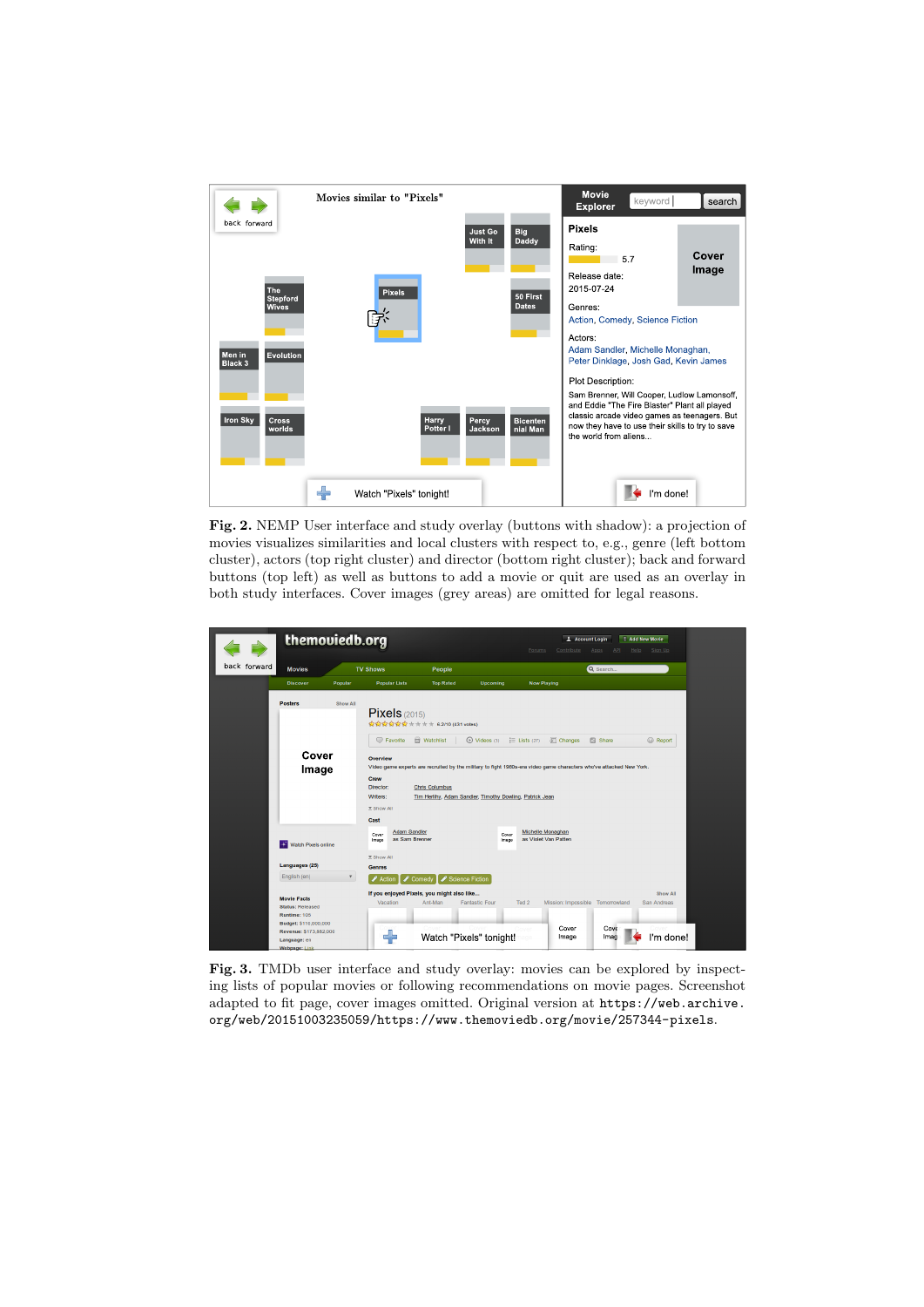**Fig. 2.** NEMP User interface and study overlay (buttons with shadow): a projection of movies visualizes similarities and local clusters with respect to, e.g., genre (left bottom cluster), actors (top right cluster) and director (bottom right cluster); back and forward buttons (top left) as well as buttons to add a movie or quit are used as an overlay in both study interfaces. Cover images (grey areas) are omitted for legal reasons.

**Fig. 3.** TMDb user interface and study overlay: movies can be explored by inspecting lists of popular movies or following recommendations on movie pages. Screenshot adapted to fit page, cover images omitted. Original version at `https://web.archive.org/web/20151003235059/https://www.themoviedb.org/movie/257344-pixels`.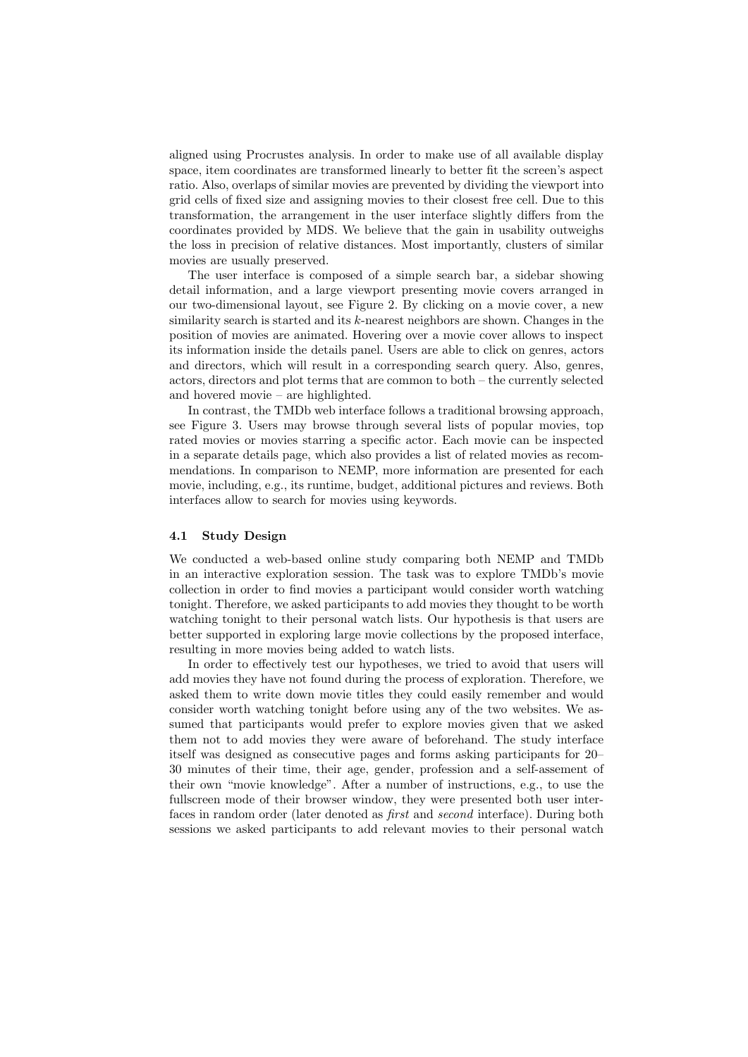aligned using Procrustes analysis. In order to make use of all available display space, item coordinates are transformed linearly to better fit the screen's aspect ratio. Also, overlaps of similar movies are prevented by dividing the viewport into grid cells of fixed size and assigning movies to their closest free cell. Due to this transformation, the arrangement in the user interface slightly differs from the coordinates provided by MDS. We believe that the gain in usability outweighs the loss in precision of relative distances. Most importantly, clusters of similar movies are usually preserved.

The user interface is composed of a simple search bar, a sidebar showing detail information, and a large viewport presenting movie covers arranged in our two-dimensional layout, see Figure 2. By clicking on a movie cover, a new similarity search is started and its $k$-nearest neighbors are shown. Changes in the position of movies are animated. Hovering over a movie cover allows to inspect its information inside the details panel. Users are able to click on genres, actors and directors, which will result in a corresponding search query. Also, genres, actors, directors and plot terms that are common to both – the currently selected and hovered movie – are highlighted.

In contrast, the TMDb web interface follows a traditional browsing approach, see Figure 3. Users may browse through several lists of popular movies, top rated movies or movies starring a specific actor. Each movie can be inspected in a separate details page, which also provides a list of related movies as recommendations. In comparison to NEMP, more information are presented for each movie, including, e.g., its runtime, budget, additional pictures and reviews. Both interfaces allow to search for movies using keywords.

### 4.1 Study Design

We conducted a web-based online study comparing both NEMP and TMDb in an interactive exploration session. The task was to explore TMDb's movie collection in order to find movies a participant would consider worth watching tonight. Therefore, we asked participants to add movies they thought to be worth watching tonight to their personal watch lists. Our hypothesis is that users are better supported in exploring large movie collections by the proposed interface, resulting in more movies being added to watch lists.

In order to effectively test our hypotheses, we tried to avoid that users will add movies they have not found during the process of exploration. Therefore, we asked them to write down movie titles they could easily remember and would consider worth watching tonight before using any of the two websites. We assumed that participants would prefer to explore movies given that we asked them not to add movies they were aware of beforehand. The study interface itself was designed as consecutive pages and forms asking participants for 20–30 minutes of their time, their age, gender, profession and a self-assement of their own "movie knowledge". After a number of instructions, e.g., to use the fullscreen mode of their browser window, they were presented both user interfaces in random order (later denoted as *first* and *second* interface). During both sessions we asked participants to add relevant movies to their personal watch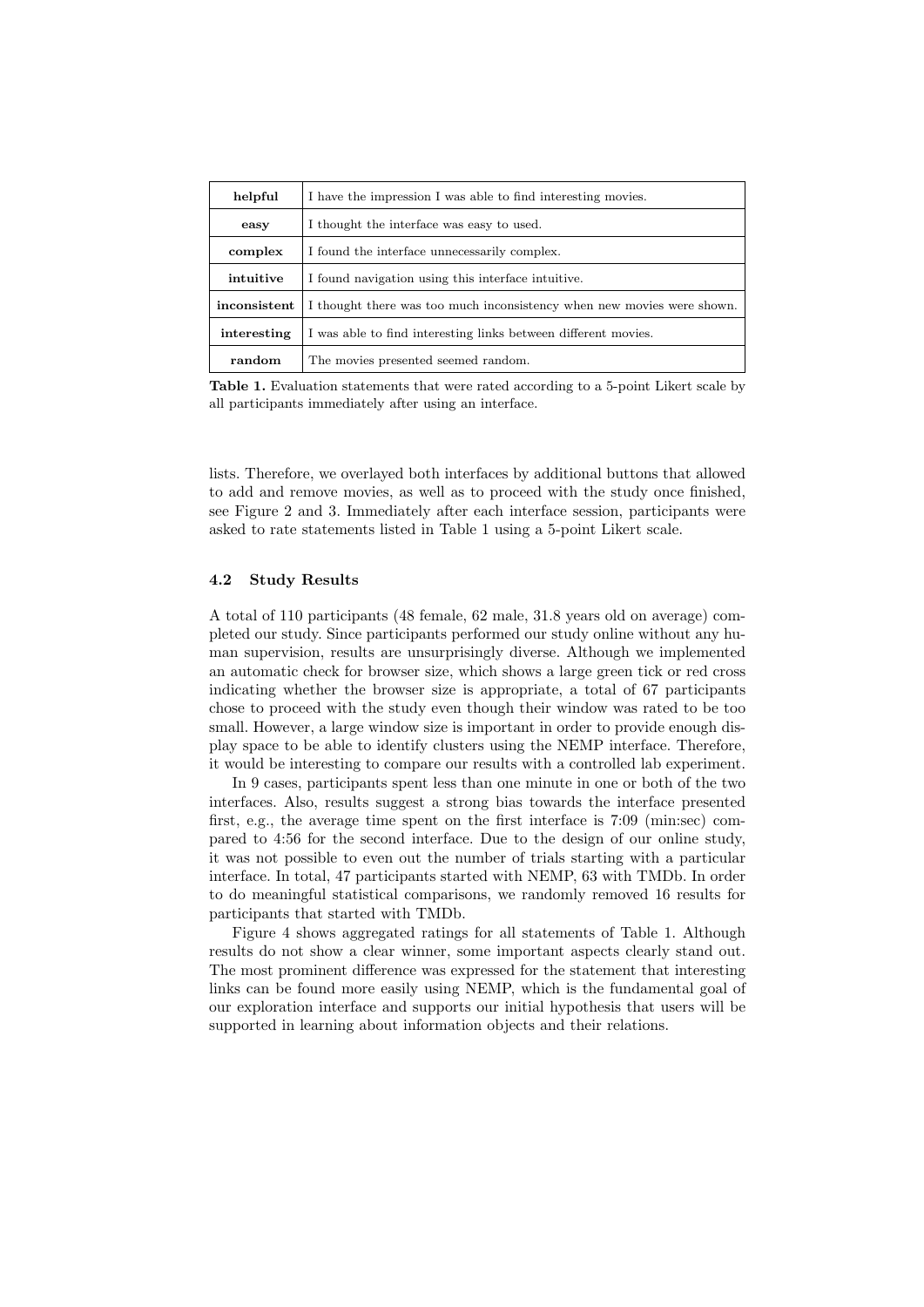| | |
|---|---|
| **helpful** | I have the impression I was able to find interesting movies. |
| **easy** | I thought the interface was easy to used. |
| **complex** | I found the interface unnecessarily complex. |
| **intuitive** | I found navigation using this interface intuitive. |
| **inconsistent** | I thought there was too much inconsistency when new movies were shown. |
| **interesting** | I was able to find interesting links between different movies. |
| **random** | The movies presented seemed random. |

**Table 1.** Evaluation statements that were rated according to a 5-point Likert scale by all participants immediately after using an interface.

lists. Therefore, we overlayed both interfaces by additional buttons that allowed to add and remove movies, as well as to proceed with the study once finished, see Figure 2 and 3. Immediately after each interface session, participants were asked to rate statements listed in Table 1 using a 5-point Likert scale.

### 4.2 Study Results

A total of 110 participants (48 female, 62 male, 31.8 years old on average) completed our study. Since participants performed our study online without any human supervision, results are unsurprisingly diverse. Although we implemented an automatic check for browser size, which shows a large green tick or red cross indicating whether the browser size is appropriate, a total of 67 participants chose to proceed with the study even though their window was rated to be too small. However, a large window size is important in order to provide enough display space to be able to identify clusters using the NEMP interface. Therefore, it would be interesting to compare our results with a controlled lab experiment.

In 9 cases, participants spent less than one minute in one or both of the two interfaces. Also, results suggest a strong bias towards the interface presented first, e.g., the average time spent on the first interface is 7:09 (min:sec) compared to 4:56 for the second interface. Due to the design of our online study, it was not possible to even out the number of trials starting with a particular interface. In total, 47 participants started with NEMP, 63 with TMDb. In order to do meaningful statistical comparisons, we randomly removed 16 results for participants that started with TMDb.

Figure 4 shows aggregated ratings for all statements of Table 1. Although results do not show a clear winner, some important aspects clearly stand out. The most prominent difference was expressed for the statement that interesting links can be found more easily using NEMP, which is the fundamental goal of our exploration interface and supports our initial hypothesis that users will be supported in learning about information objects and their relations.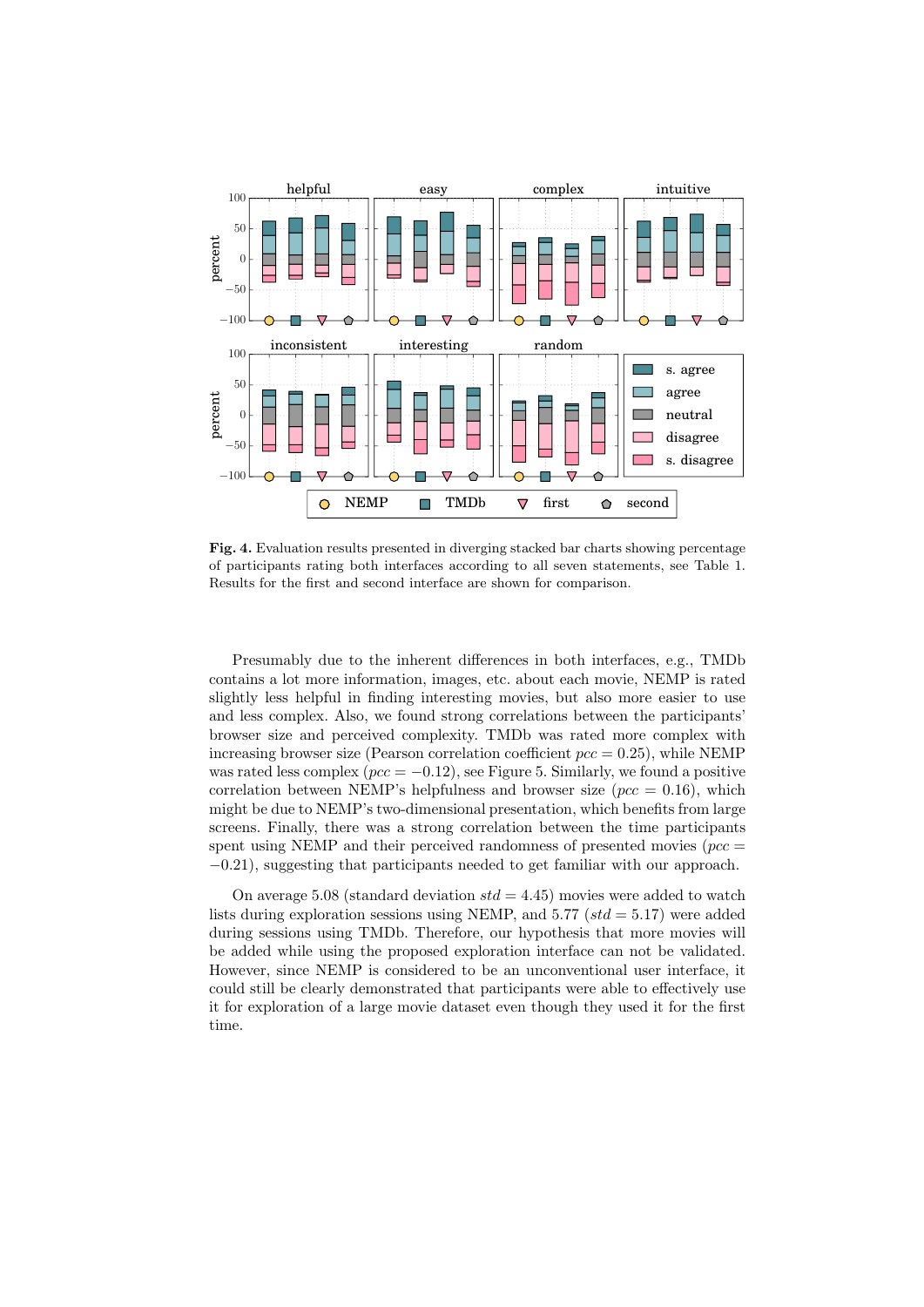**Fig. 4.** Evaluation results presented in diverging stacked bar charts showing percentage of participants rating both interfaces according to all seven statements, see Table 1. Results for the first and second interface are shown for comparison.

Presumably due to the inherent differences in both interfaces, e.g., TMDb contains a lot more information, images, etc. about each movie, NEMP is rated slightly less helpful in finding interesting movies, but also more easier to use and less complex. Also, we found strong correlations between the participants' browser size and perceived complexity. TMDb was rated more complex with increasing browser size (Pearson correlation coefficient $pcc = 0.25$), while NEMP was rated less complex ($pcc = -0.12$), see Figure 5. Similarly, we found a positive correlation between NEMP's helpfulness and browser size ($pcc = 0.16$), which might be due to NEMP's two-dimensional presentation, which benefits from large screens. Finally, there was a strong correlation between the time participants spent using NEMP and their perceived randomness of presented movies ($pcc = -0.21$), suggesting that participants needed to get familiar with our approach.

On average 5.08 (standard deviation $std = 4.45$) movies were added to watch lists during exploration sessions using NEMP, and 5.77 ($std = 5.17$) were added during sessions using TMDb. Therefore, our hypothesis that more movies will be added while using the proposed exploration interface can not be validated. However, since NEMP is considered to be an unconventional user interface, it could still be clearly demonstrated that participants were able to effectively use it for exploration of a large movie dataset even though they used it for the first time.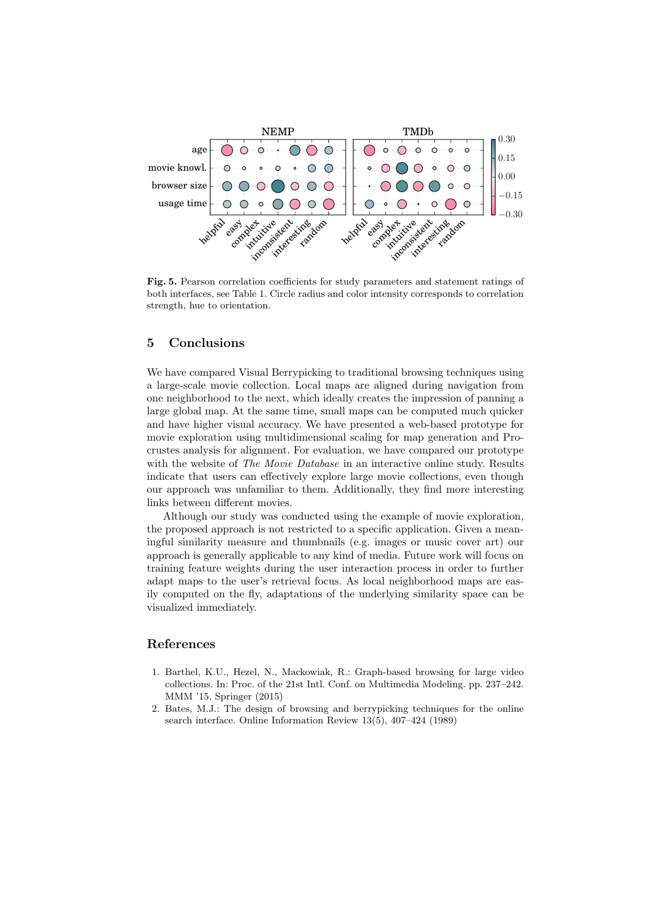**Fig. 5.** Pearson correlation coefficients for study parameters and statement ratings of both interfaces, see Table 1. Circle radius and color intensity corresponds to correlation strength, hue to orientation.

## 5 Conclusions

We have compared Visual Berrypicking to traditional browsing techniques using a large-scale movie collection. Local maps are aligned during navigation from one neighborhood to the next, which ideally creates the impression of panning a large global map. At the same time, small maps can be computed much quicker and have higher visual accuracy. We have presented a web-based prototype for movie exploration using multidimensional scaling for map generation and Procrustes analysis for alignment. For evaluation, we have compared our prototype with the website of *The Movie Database* in an interactive online study. Results indicate that users can effectively explore large movie collections, even though our approach was unfamiliar to them. Additionally, they find more interesting links between different movies.

Although our study was conducted using the example of movie exploration, the proposed approach is not restricted to a specific application. Given a meaningful similarity measure and thumbnails (e.g. images or music cover art) our approach is generally applicable to any kind of media. Future work will focus on training feature weights during the user interaction process in order to further adapt maps to the user's retrieval focus. As local neighborhood maps are easily computed on the fly, adaptations of the underlying similarity space can be visualized immediately.

## References

1. Barthel, K.U., Hezel, N., Mackowiak, R.: Graph-based browsing for large video collections. In: Proc. of the 21st Intl. Conf. on Multimedia Modeling. pp. 237–242. MMM '15, Springer (2015)
2. Bates, M.J.: The design of browsing and berrypicking techniques for the online search interface. Online Information Review 13(5), 407–424 (1989)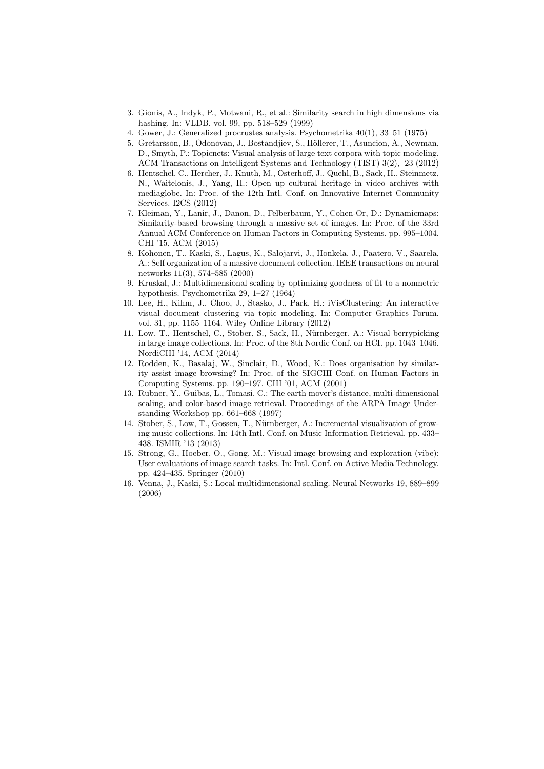3. Gionis, A., Indyk, P., Motwani, R., et al.: Similarity search in high dimensions via hashing. In: VLDB. vol. 99, pp. 518–529 (1999)
4. Gower, J.: Generalized procrustes analysis. Psychometrika 40(1), 33–51 (1975)
5. Gretarsson, B., Odonovan, J., Bostandjiev, S., Höllerer, T., Asuncion, A., Newman, D., Smyth, P.: Topicnets: Visual analysis of large text corpora with topic modeling. ACM Transactions on Intelligent Systems and Technology (TIST) 3(2), 23 (2012)
6. Hentschel, C., Hercher, J., Knuth, M., Osterhoff, J., Quehl, B., Sack, H., Steinmetz, N., Waitelonis, J., Yang, H.: Open up cultural heritage in video archives with mediaglobe. In: Proc. of the 12th Intl. Conf. on Innovative Internet Community Services. I2CS (2012)
7. Kleiman, Y., Lanir, J., Danon, D., Felberbaum, Y., Cohen-Or, D.: Dynamicmaps: Similarity-based browsing through a massive set of images. In: Proc. of the 33rd Annual ACM Conference on Human Factors in Computing Systems. pp. 995–1004. CHI '15, ACM (2015)
8. Kohonen, T., Kaski, S., Lagus, K., Salojarvi, J., Honkela, J., Paatero, V., Saarela, A.: Self organization of a massive document collection. IEEE transactions on neural networks 11(3), 574–585 (2000)
9. Kruskal, J.: Multidimensional scaling by optimizing goodness of fit to a nonmetric hypothesis. Psychometrika 29, 1–27 (1964)
10. Lee, H., Kihm, J., Choo, J., Stasko, J., Park, H.: iVisClustering: An interactive visual document clustering via topic modeling. In: Computer Graphics Forum. vol. 31, pp. 1155–1164. Wiley Online Library (2012)
11. Low, T., Hentschel, C., Stober, S., Sack, H., Nürnberger, A.: Visual berrypicking in large image collections. In: Proc. of the 8th Nordic Conf. on HCI. pp. 1043–1046. NordiCHI '14, ACM (2014)
12. Rodden, K., Basalaj, W., Sinclair, D., Wood, K.: Does organisation by similarity assist image browsing? In: Proc. of the SIGCHI Conf. on Human Factors in Computing Systems. pp. 190–197. CHI '01, ACM (2001)
13. Rubner, Y., Guibas, L., Tomasi, C.: The earth mover's distance, multi-dimensional scaling, and color-based image retrieval. Proceedings of the ARPA Image Understanding Workshop pp. 661–668 (1997)
14. Stober, S., Low, T., Gossen, T., Nürnberger, A.: Incremental visualization of growing music collections. In: 14th Intl. Conf. on Music Information Retrieval. pp. 433–438. ISMIR '13 (2013)
15. Strong, G., Hoeber, O., Gong, M.: Visual image browsing and exploration (vibe): User evaluations of image search tasks. In: Intl. Conf. on Active Media Technology. pp. 424–435. Springer (2010)
16. Venna, J., Kaski, S.: Local multidimensional scaling. Neural Networks 19, 889–899 (2006)